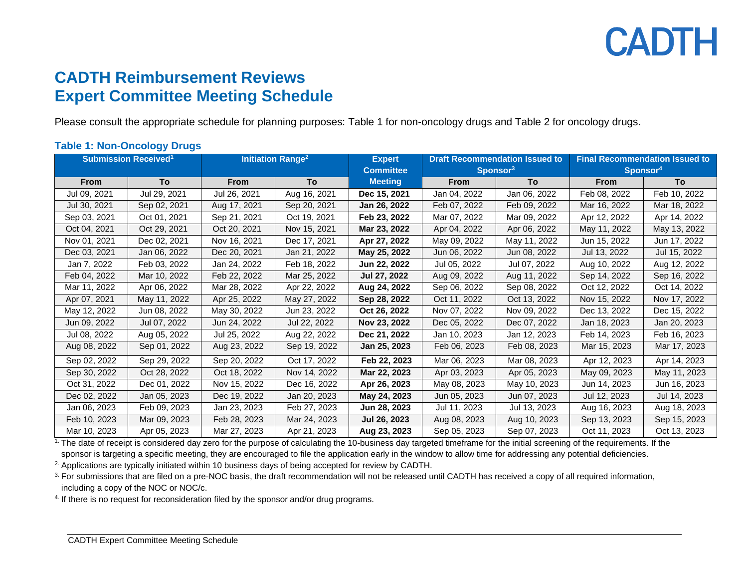CADTH

# CADTH Reimbursement Reviews
# Expert Committee Meeting Schedule

Please consult the appropriate schedule for planning purposes: Table 1 for non-oncology drugs and Table 2 for oncology drugs.

### Table 1: Non-Oncology Drugs

| Submission Received[1] | | Initiation Range[2] | | Expert Committee Meeting | Draft Recommendation Issued to Sponsor[3] | | Final Recommendation Issued to Sponsor[4] | |
|---|---|---|---|---|---|---|---|---|
| From | To | From | To | | From | To | From | To |
| Jul 09, 2021 | Jul 29, 2021 | Jul 26, 2021 | Aug 16, 2021 | **Dec 15, 2021** | Jan 04, 2022 | Jan 06, 2022 | Feb 08, 2022 | Feb 10, 2022 |
| Jul 30, 2021 | Sep 02, 2021 | Aug 17, 2021 | Sep 20, 2021 | **Jan 26, 2022** | Feb 07, 2022 | Feb 09, 2022 | Mar 16, 2022 | Mar 18, 2022 |
| Sep 03, 2021 | Oct 01, 2021 | Sep 21, 2021 | Oct 19, 2021 | **Feb 23, 2022** | Mar 07, 2022 | Mar 09, 2022 | Apr 12, 2022 | Apr 14, 2022 |
| Oct 04, 2021 | Oct 29, 2021 | Oct 20, 2021 | Nov 15, 2021 | **Mar 23, 2022** | Apr 04, 2022 | Apr 06, 2022 | May 11, 2022 | May 13, 2022 |
| Nov 01, 2021 | Dec 02, 2021 | Nov 16, 2021 | Dec 17, 2021 | **Apr 27, 2022** | May 09, 2022 | May 11, 2022 | Jun 15, 2022 | Jun 17, 2022 |
| Dec 03, 2021 | Jan 06, 2022 | Dec 20, 2021 | Jan 21, 2022 | **May 25, 2022** | Jun 06, 2022 | Jun 08, 2022 | Jul 13, 2022 | Jul 15, 2022 |
| Jan 7, 2022 | Feb 03, 2022 | Jan 24, 2022 | Feb 18, 2022 | **Jun 22, 2022** | Jul 05, 2022 | Jul 07, 2022 | Aug 10, 2022 | Aug 12, 2022 |
| Feb 04, 2022 | Mar 10, 2022 | Feb 22, 2022 | Mar 25, 2022 | **Jul 27, 2022** | Aug 09, 2022 | Aug 11, 2022 | Sep 14, 2022 | Sep 16, 2022 |
| Mar 11, 2022 | Apr 06, 2022 | Mar 28, 2022 | Apr 22, 2022 | **Aug 24, 2022** | Sep 06, 2022 | Sep 08, 2022 | Oct 12, 2022 | Oct 14, 2022 |
| Apr 07, 2021 | May 11, 2022 | Apr 25, 2022 | May 27, 2022 | **Sep 28, 2022** | Oct 11, 2022 | Oct 13, 2022 | Nov 15, 2022 | Nov 17, 2022 |
| May 12, 2022 | Jun 08, 2022 | May 30, 2022 | Jun 23, 2022 | **Oct 26, 2022** | Nov 07, 2022 | Nov 09, 2022 | Dec 13, 2022 | Dec 15, 2022 |
| Jun 09, 2022 | Jul 07, 2022 | Jun 24, 2022 | Jul 22, 2022 | **Nov 23, 2022** | Dec 05, 2022 | Dec 07, 2022 | Jan 18, 2023 | Jan 20, 2023 |
| Jul 08, 2022 | Aug 05, 2022 | Jul 25, 2022 | Aug 22, 2022 | **Dec 21, 2022** | Jan 10, 2023 | Jan 12, 2023 | Feb 14, 2023 | Feb 16, 2023 |
| Aug 08, 2022 | Sep 01, 2022 | Aug 23, 2022 | Sep 19, 2022 | **Jan 25, 2023** | Feb 06, 2023 | Feb 08, 2023 | Mar 15, 2023 | Mar 17, 2023 |
| Sep 02, 2022 | Sep 29, 2022 | Sep 20, 2022 | Oct 17, 2022 | **Feb 22, 2023** | Mar 06, 2023 | Mar 08, 2023 | Apr 12, 2023 | Apr 14, 2023 |
| Sep 30, 2022 | Oct 28, 2022 | Oct 18, 2022 | Nov 14, 2022 | **Mar 22, 2023** | Apr 03, 2023 | Apr 05, 2023 | May 09, 2023 | May 11, 2023 |
| Oct 31, 2022 | Dec 01, 2022 | Nov 15, 2022 | Dec 16, 2022 | **Apr 26, 2023** | May 08, 2023 | May 10, 2023 | Jun 14, 2023 | Jun 16, 2023 |
| Dec 02, 2022 | Jan 05, 2023 | Dec 19, 2022 | Jan 20, 2023 | **May 24, 2023** | Jun 05, 2023 | Jun 07, 2023 | Jul 12, 2023 | Jul 14, 2023 |
| Jan 06, 2023 | Feb 09, 2023 | Jan 23, 2023 | Feb 27, 2023 | **Jun 28, 2023** | Jul 11, 2023 | Jul 13, 2023 | Aug 16, 2023 | Aug 18, 2023 |
| Feb 10, 2023 | Mar 09, 2023 | Feb 28, 2023 | Mar 24, 2023 | **Jul 26, 2023** | Aug 08, 2023 | Aug 10, 2023 | Sep 13, 2023 | Sep 15, 2023 |
| Mar 10, 2023 | Apr 05, 2023 | Mar 27, 2023 | Apr 21, 2023 | **Aug 23, 2023** | Sep 05, 2023 | Sep 07, 2023 | Oct 11, 2023 | Oct 13, 2023 |

1. The date of receipt is considered day zero for the purpose of calculating the 10-business day targeted timeframe for the initial screening of the requirements. If the sponsor is targeting a specific meeting, they are encouraged to file the application early in the window to allow time for addressing any potential deficiencies.

2. Applications are typically initiated within 10 business days of being accepted for review by CADTH.

3. For submissions that are filed on a pre-NOC basis, the draft recommendation will not be released until CADTH has received a copy of all required information, including a copy of the NOC or NOC/c.

4. If there is no request for reconsideration filed by the sponsor and/or drug programs.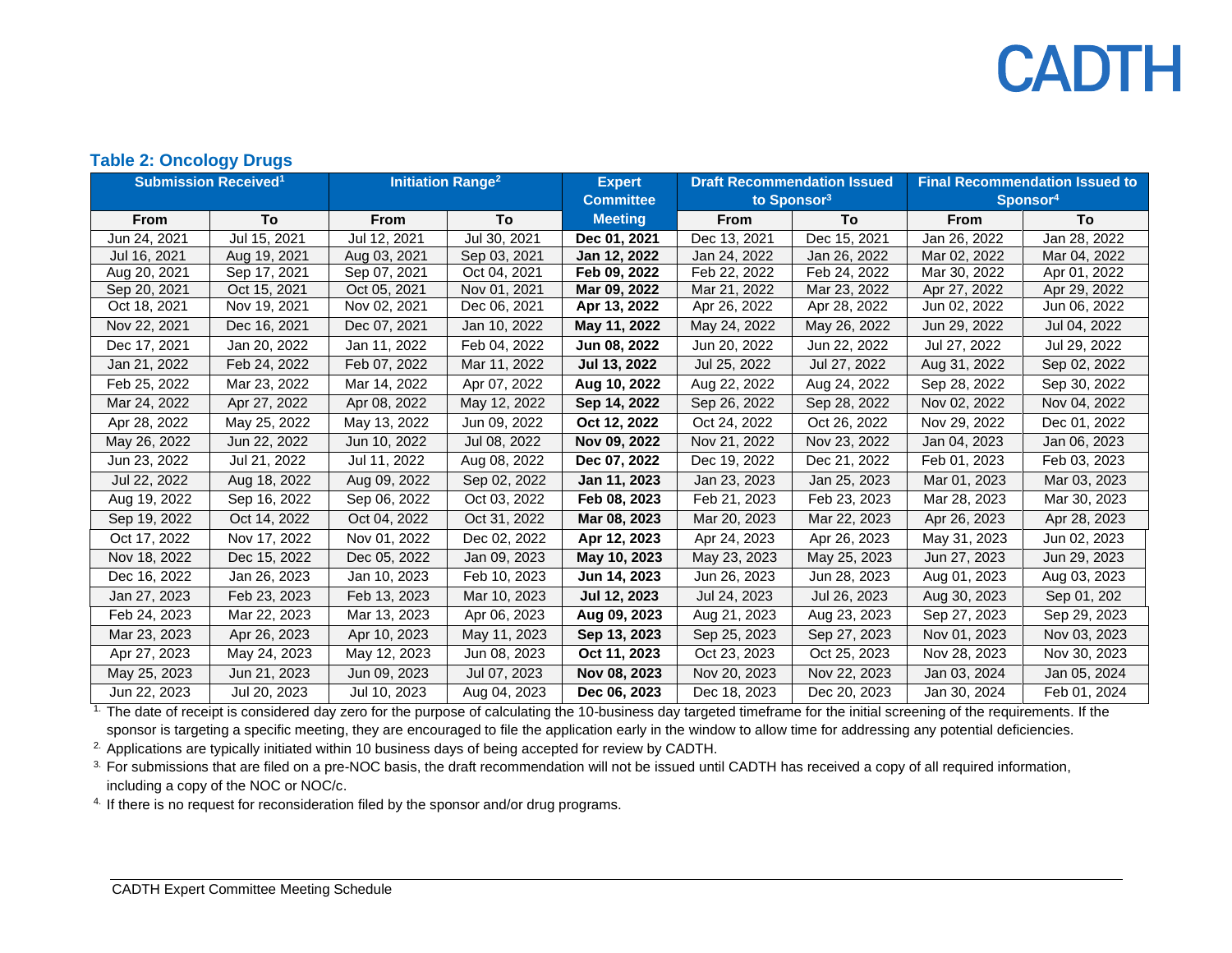### Table 2: Oncology Drugs

| Submission Received[1] | | Initiation Range[2] | | Expert Committee Meeting | Draft Recommendation Issued to Sponsor[3] | | Final Recommendation Issued to Sponsor[4] | |
|---|---|---|---|---|---|---|---|---|
| From | To | From | To | | From | To | From | To |
| Jun 24, 2021 | Jul 15, 2021 | Jul 12, 2021 | Jul 30, 2021 | **Dec 01, 2021** | Dec 13, 2021 | Dec 15, 2021 | Jan 26, 2022 | Jan 28, 2022 |
| Jul 16, 2021 | Aug 19, 2021 | Aug 03, 2021 | Sep 03, 2021 | **Jan 12, 2022** | Jan 24, 2022 | Jan 26, 2022 | Mar 02, 2022 | Mar 04, 2022 |
| Aug 20, 2021 | Sep 17, 2021 | Sep 07, 2021 | Oct 04, 2021 | **Feb 09, 2022** | Feb 22, 2022 | Feb 24, 2022 | Mar 30, 2022 | Apr 01, 2022 |
| Sep 20, 2021 | Oct 15, 2021 | Oct 05, 2021 | Nov 01, 2021 | **Mar 09, 2022** | Mar 21, 2022 | Mar 23, 2022 | Apr 27, 2022 | Apr 29, 2022 |
| Oct 18, 2021 | Nov 19, 2021 | Nov 02, 2021 | Dec 06, 2021 | **Apr 13, 2022** | Apr 26, 2022 | Apr 28, 2022 | Jun 02, 2022 | Jun 06, 2022 |
| Nov 22, 2021 | Dec 16, 2021 | Dec 07, 2021 | Jan 10, 2022 | **May 11, 2022** | May 24, 2022 | May 26, 2022 | Jun 29, 2022 | Jul 04, 2022 |
| Dec 17, 2021 | Jan 20, 2022 | Jan 11, 2022 | Feb 04, 2022 | **Jun 08, 2022** | Jun 20, 2022 | Jun 22, 2022 | Jul 27, 2022 | Jul 29, 2022 |
| Jan 21, 2022 | Feb 24, 2022 | Feb 07, 2022 | Mar 11, 2022 | **Jul 13, 2022** | Jul 25, 2022 | Jul 27, 2022 | Aug 31, 2022 | Sep 02, 2022 |
| Feb 25, 2022 | Mar 23, 2022 | Mar 14, 2022 | Apr 07, 2022 | **Aug 10, 2022** | Aug 22, 2022 | Aug 24, 2022 | Sep 28, 2022 | Sep 30, 2022 |
| Mar 24, 2022 | Apr 27, 2022 | Apr 08, 2022 | May 12, 2022 | **Sep 14, 2022** | Sep 26, 2022 | Sep 28, 2022 | Nov 02, 2022 | Nov 04, 2022 |
| Apr 28, 2022 | May 25, 2022 | May 13, 2022 | Jun 09, 2022 | **Oct 12, 2022** | Oct 24, 2022 | Oct 26, 2022 | Nov 29, 2022 | Dec 01, 2022 |
| May 26, 2022 | Jun 22, 2022 | Jun 10, 2022 | Jul 08, 2022 | **Nov 09, 2022** | Nov 21, 2022 | Nov 23, 2022 | Jan 04, 2023 | Jan 06, 2023 |
| Jun 23, 2022 | Jul 21, 2022 | Jul 11, 2022 | Aug 08, 2022 | **Dec 07, 2022** | Dec 19, 2022 | Dec 21, 2022 | Feb 01, 2023 | Feb 03, 2023 |
| Jul 22, 2022 | Aug 18, 2022 | Aug 09, 2022 | Sep 02, 2022 | **Jan 11, 2023** | Jan 23, 2023 | Jan 25, 2023 | Mar 01, 2023 | Mar 03, 2023 |
| Aug 19, 2022 | Sep 16, 2022 | Sep 06, 2022 | Oct 03, 2022 | **Feb 08, 2023** | Feb 21, 2023 | Feb 23, 2023 | Mar 28, 2023 | Mar 30, 2023 |
| Sep 19, 2022 | Oct 14, 2022 | Oct 04, 2022 | Oct 31, 2022 | **Mar 08, 2023** | Mar 20, 2023 | Mar 22, 2023 | Apr 26, 2023 | Apr 28, 2023 |
| Oct 17, 2022 | Nov 17, 2022 | Nov 01, 2022 | Dec 02, 2022 | **Apr 12, 2023** | Apr 24, 2023 | Apr 26, 2023 | May 31, 2023 | Jun 02, 2023 |
| Nov 18, 2022 | Dec 15, 2022 | Dec 05, 2022 | Jan 09, 2023 | **May 10, 2023** | May 23, 2023 | May 25, 2023 | Jun 27, 2023 | Jun 29, 2023 |
| Dec 16, 2022 | Jan 26, 2023 | Jan 10, 2023 | Feb 10, 2023 | **Jun 14, 2023** | Jun 26, 2023 | Jun 28, 2023 | Aug 01, 2023 | Aug 03, 2023 |
| Jan 27, 2023 | Feb 23, 2023 | Feb 13, 2023 | Mar 10, 2023 | **Jul 12, 2023** | Jul 24, 2023 | Jul 26, 2023 | Aug 30, 2023 | Sep 01, 202 |
| Feb 24, 2023 | Mar 22, 2023 | Mar 13, 2023 | Apr 06, 2023 | **Aug 09, 2023** | Aug 21, 2023 | Aug 23, 2023 | Sep 27, 2023 | Sep 29, 2023 |
| Mar 23, 2023 | Apr 26, 2023 | Apr 10, 2023 | May 11, 2023 | **Sep 13, 2023** | Sep 25, 2023 | Sep 27, 2023 | Nov 01, 2023 | Nov 03, 2023 |
| Apr 27, 2023 | May 24, 2023 | May 12, 2023 | Jun 08, 2023 | **Oct 11, 2023** | Oct 23, 2023 | Oct 25, 2023 | Nov 28, 2023 | Nov 30, 2023 |
| May 25, 2023 | Jun 21, 2023 | Jun 09, 2023 | Jul 07, 2023 | **Nov 08, 2023** | Nov 20, 2023 | Nov 22, 2023 | Jan 03, 2024 | Jan 05, 2024 |
| Jun 22, 2023 | Jul 20, 2023 | Jul 10, 2023 | Aug 04, 2023 | **Dec 06, 2023** | Dec 18, 2023 | Dec 20, 2023 | Jan 30, 2024 | Feb 01, 2024 |

1. The date of receipt is considered day zero for the purpose of calculating the 10-business day targeted timeframe for the initial screening of the requirements. If the sponsor is targeting a specific meeting, they are encouraged to file the application early in the window to allow time for addressing any potential deficiencies.
2. Applications are typically initiated within 10 business days of being accepted for review by CADTH.
3. For submissions that are filed on a pre-NOC basis, the draft recommendation will not be issued until CADTH has received a copy of all required information, including a copy of the NOC or NOC/c.
4. If there is no request for reconsideration filed by the sponsor and/or drug programs.